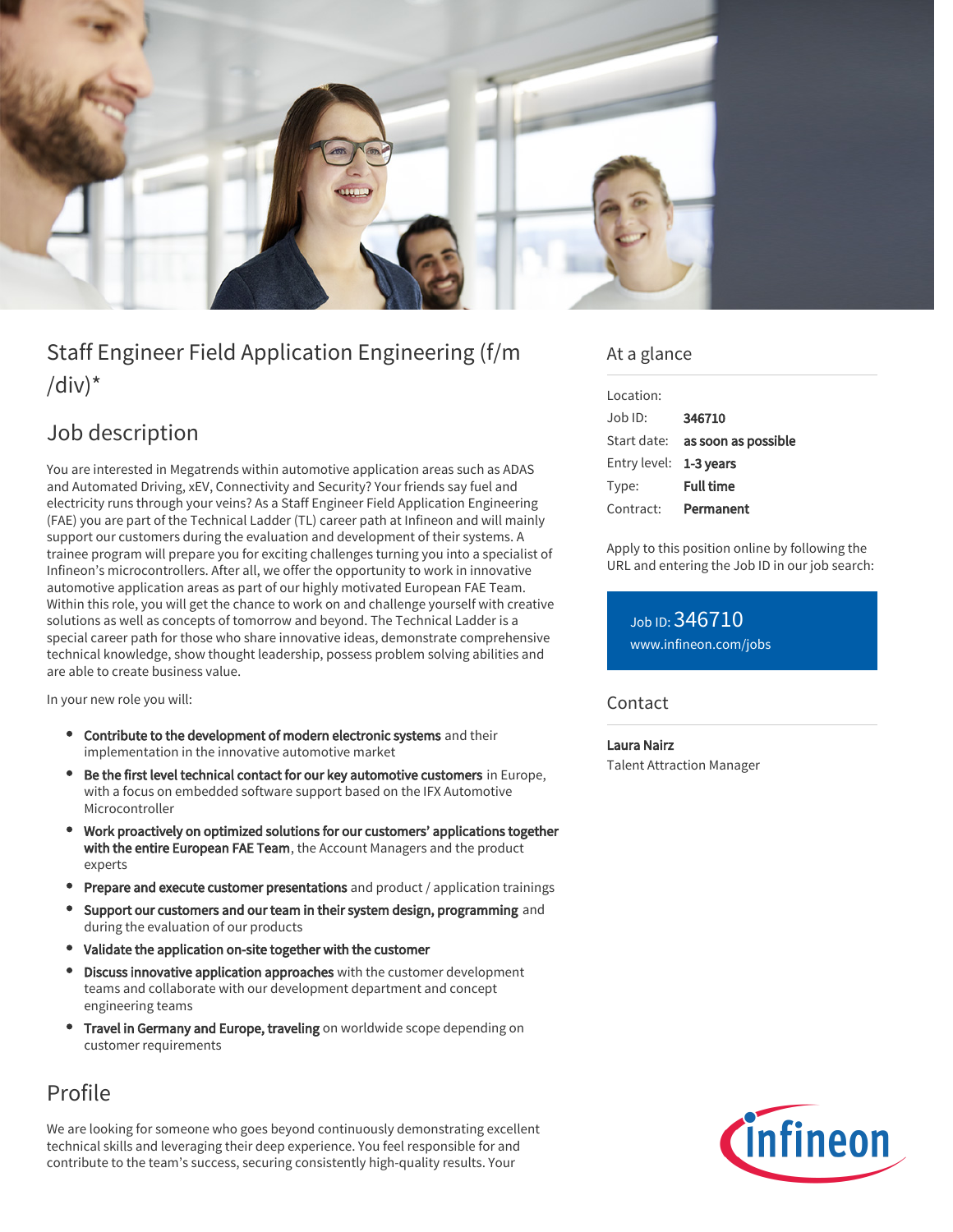# Staff Engineer Field Application Engineering (f/m/div)*

## Job description

You are interested in Megatrends within automotive application areas such as ADAS and Automated Driving, xEV, Connectivity and Security? Your friends say fuel and electricity runs through your veins? As a Staff Engineer Field Application Engineering (FAE) you are part of the Technical Ladder (TL) career path at Infineon and will mainly support our customers during the evaluation and development of their systems. A trainee program will prepare you for exciting challenges turning you into a specialist of Infineon's microcontrollers. After all, we offer the opportunity to work in innovative automotive application areas as part of our highly motivated European FAE Team. Within this role, you will get the chance to work on and challenge yourself with creative solutions as well as concepts of tomorrow and beyond. The Technical Ladder is a special career path for those who share innovative ideas, demonstrate comprehensive technical knowledge, show thought leadership, possess problem solving abilities and are able to create business value.

In your new role you will:

- **Contribute to the development of modern electronic systems** and their implementation in the innovative automotive market
- **Be the first level technical contact for our key automotive customers** in Europe, with a focus on embedded software support based on the IFX Automotive Microcontroller
- **Work proactively on optimized solutions for our customers' applications together with the entire European FAE Team**, the Account Managers and the product experts
- **Prepare and execute customer presentations** and product / application trainings
- **Support our customers and our team in their system design, programming** and during the evaluation of our products
- **Validate the application on-site together with the customer**
- **Discuss innovative application approaches** with the customer development teams and collaborate with our development department and concept engineering teams
- **Travel in Germany and Europe, traveling** on worldwide scope depending on customer requirements

## Profile

We are looking for someone who goes beyond continuously demonstrating excellent technical skills and leveraging their deep experience. You feel responsible for and contribute to the team's success, securing consistently high-quality results. Your

## At a glance

| | |
|---|---|
| Location: | |
| Job ID: | **346710** |
| Start date: | **as soon as possible** |
| Entry level: | **1-3 years** |
| Type: | **Full time** |
| Contract: | **Permanent** |

Apply to this position online by following the URL and entering the Job ID in our job search:

Job ID: 346710
www.infineon.com/jobs

## Contact

**Laura Nairz**
Talent Attraction Manager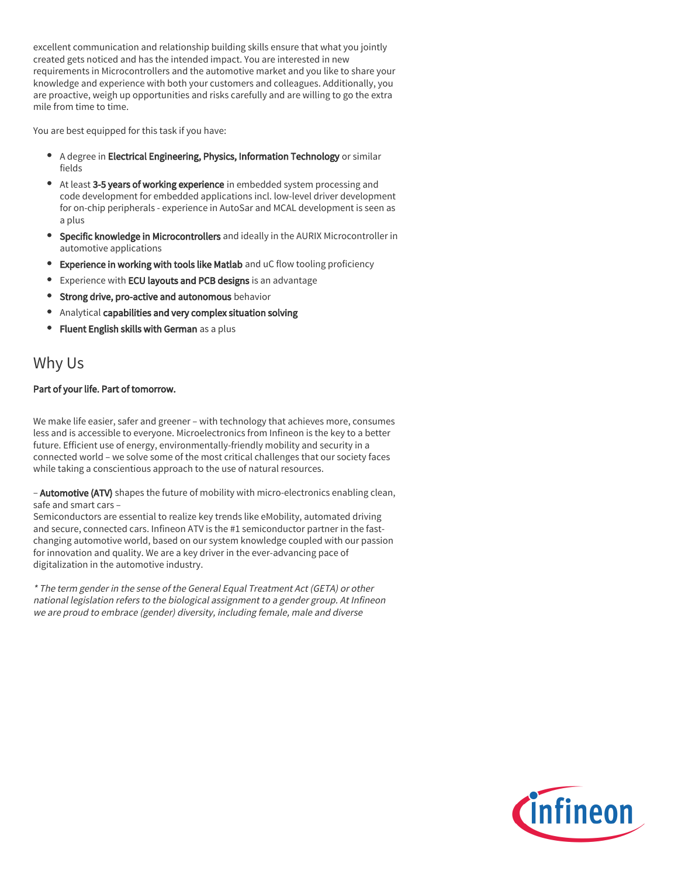excellent communication and relationship building skills ensure that what you jointly created gets noticed and has the intended impact. You are interested in new requirements in Microcontrollers and the automotive market and you like to share your knowledge and experience with both your customers and colleagues. Additionally, you are proactive, weigh up opportunities and risks carefully and are willing to go the extra mile from time to time.

You are best equipped for this task if you have:

- A degree in **Electrical Engineering, Physics, Information Technology** or similar fields
- At least **3-5 years of working experience** in embedded system processing and code development for embedded applications incl. low-level driver development for on-chip peripherals - experience in AutoSar and MCAL development is seen as a plus
- **Specific knowledge in Microcontrollers** and ideally in the AURIX Microcontroller in automotive applications
- **Experience in working with tools like Matlab** and uC flow tooling proficiency
- Experience with **ECU layouts and PCB designs** is an advantage
- **Strong drive, pro-active and autonomous** behavior
- Analytical **capabilities and very complex situation solving**
- **Fluent English skills with German** as a plus

## Why Us

**Part of your life. Part of tomorrow.**

We make life easier, safer and greener – with technology that achieves more, consumes less and is accessible to everyone. Microelectronics from Infineon is the key to a better future. Efficient use of energy, environmentally-friendly mobility and security in a connected world – we solve some of the most critical challenges that our society faces while taking a conscientious approach to the use of natural resources.

– **Automotive (ATV)** shapes the future of mobility with micro-electronics enabling clean, safe and smart cars –
Semiconductors are essential to realize key trends like eMobility, automated driving and secure, connected cars. Infineon ATV is the #1 semiconductor partner in the fast-changing automotive world, based on our system knowledge coupled with our passion for innovation and quality. We are a key driver in the ever-advancing pace of digitalization in the automotive industry.

*\* The term gender in the sense of the General Equal Treatment Act (GETA) or other national legislation refers to the biological assignment to a gender group. At Infineon we are proud to embrace (gender) diversity, including female, male and diverse*